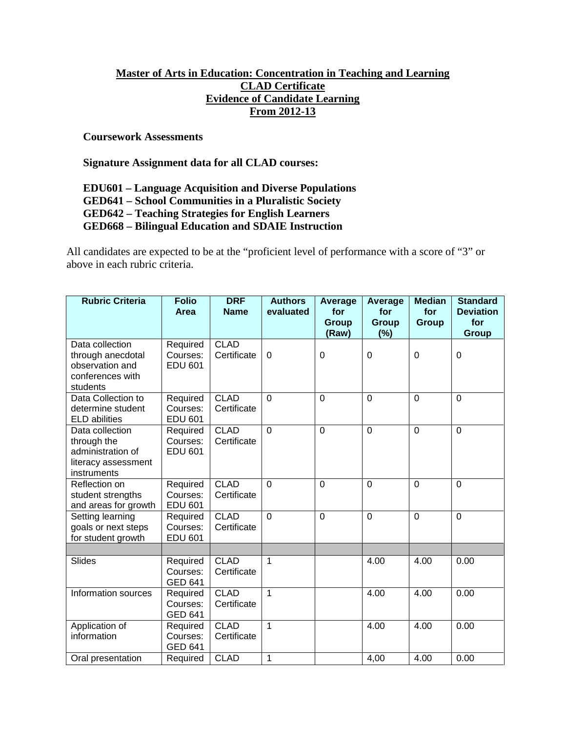**Master of Arts in Education: Concentration in Teaching and Learning**
**CLAD Certificate**
**Evidence of Candidate Learning**
**From 2012-13**

**Coursework Assessments**

**Signature Assignment data for all CLAD courses:**

**EDU601 – Language Acquisition and Diverse Populations**
**GED641 – School Communities in a Pluralistic Society**
**GED642 – Teaching Strategies for English Learners**
**GED668 – Bilingual Education and SDAIE Instruction**

All candidates are expected to be at the "proficient level of performance with a score of "3" or above in each rubric criteria.

| Rubric Criteria | Folio Area | DRF Name | Authors evaluated | Average for Group (Raw) | Average for Group (%) | Median for Group | Standard Deviation for Group |
|---|---|---|---|---|---|---|---|
| Data collection through anecdotal observation and conferences with students | Required Courses: EDU 601 | CLAD Certificate | 0 | 0 | 0 | 0 | 0 |
| Data Collection to determine student ELD abilities | Required Courses: EDU 601 | CLAD Certificate | 0 | 0 | 0 | 0 | 0 |
| Data collection through the administration of literacy assessment instruments | Required Courses: EDU 601 | CLAD Certificate | 0 | 0 | 0 | 0 | 0 |
| Reflection on student strengths and areas for growth | Required Courses: EDU 601 | CLAD Certificate | 0 | 0 | 0 | 0 | 0 |
| Setting learning goals or next steps for student growth | Required Courses: EDU 601 | CLAD Certificate | 0 | 0 | 0 | 0 | 0 |
| | | | | | | | |
| Slides | Required Courses: GED 641 | CLAD Certificate | 1 | | 4.00 | 4.00 | 0.00 |
| Information sources | Required Courses: GED 641 | CLAD Certificate | 1 | | 4.00 | 4.00 | 0.00 |
| Application of information | Required Courses: GED 641 | CLAD Certificate | 1 | | 4.00 | 4.00 | 0.00 |
| Oral presentation | Required | CLAD | 1 | | 4,00 | 4.00 | 0.00 |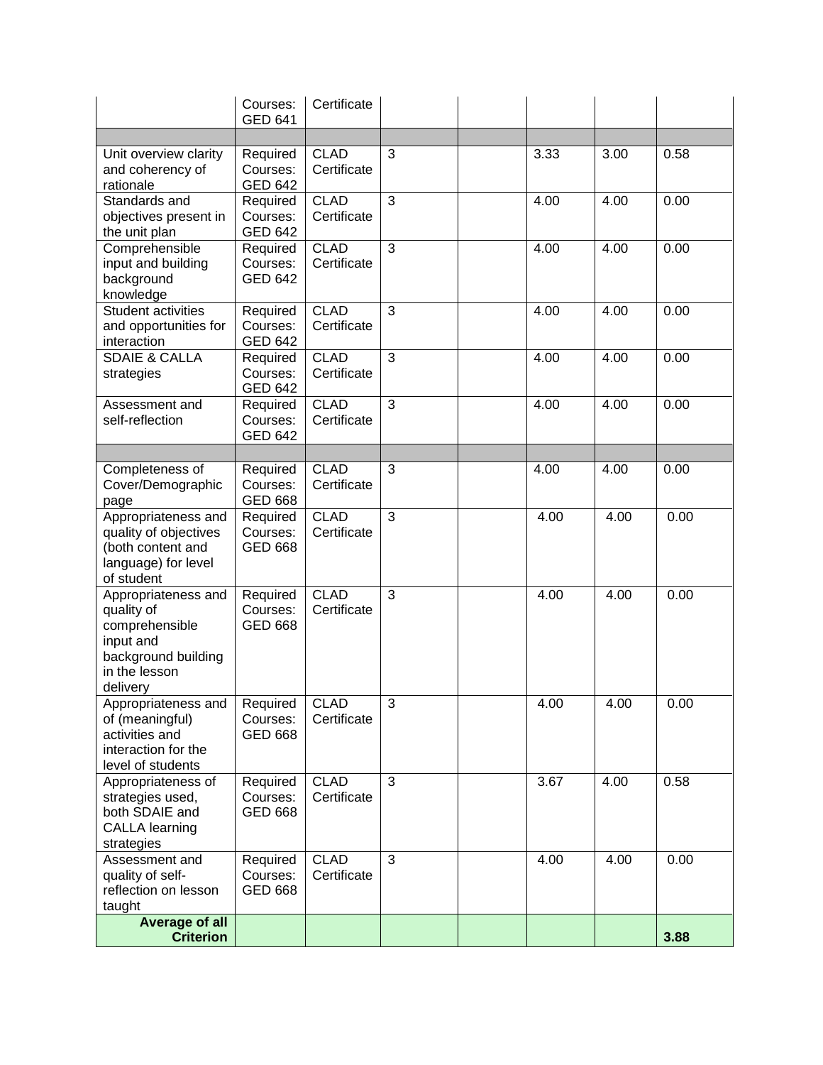|  |  |  |  |  |  |  |  |
| --- | --- | --- | --- | --- | --- | --- | --- |
|  | Courses: GED 641 | Certificate |  |  |  |  |  |
|  |  |  |  |  |  |  |  |
| Unit overview clarity and coherency of rationale | Required Courses: GED 642 | CLAD Certificate | 3 |  | 3.33 | 3.00 | 0.58 |
| Standards and objectives present in the unit plan | Required Courses: GED 642 | CLAD Certificate | 3 |  | 4.00 | 4.00 | 0.00 |
| Comprehensible input and building background knowledge | Required Courses: GED 642 | CLAD Certificate | 3 |  | 4.00 | 4.00 | 0.00 |
| Student activities and opportunities for interaction | Required Courses: GED 642 | CLAD Certificate | 3 |  | 4.00 | 4.00 | 0.00 |
| SDAIE & CALLA strategies | Required Courses: GED 642 | CLAD Certificate | 3 |  | 4.00 | 4.00 | 0.00 |
| Assessment and self-reflection | Required Courses: GED 642 | CLAD Certificate | 3 |  | 4.00 | 4.00 | 0.00 |
|  |  |  |  |  |  |  |  |
| Completeness of Cover/Demographic page | Required Courses: GED 668 | CLAD Certificate | 3 |  | 4.00 | 4.00 | 0.00 |
| Appropriateness and quality of objectives (both content and language) for level of student | Required Courses: GED 668 | CLAD Certificate | 3 |  | 4.00 | 4.00 | 0.00 |
| Appropriateness and quality of comprehensible input and background building in the lesson delivery | Required Courses: GED 668 | CLAD Certificate | 3 |  | 4.00 | 4.00 | 0.00 |
| Appropriateness and of (meaningful) activities and interaction for the level of students | Required Courses: GED 668 | CLAD Certificate | 3 |  | 4.00 | 4.00 | 0.00 |
| Appropriateness of strategies used, both SDAIE and CALLA learning strategies | Required Courses: GED 668 | CLAD Certificate | 3 |  | 3.67 | 4.00 | 0.58 |
| Assessment and quality of self-reflection on lesson taught | Required Courses: GED 668 | CLAD Certificate | 3 |  | 4.00 | 4.00 | 0.00 |
| **Average of all Criterion** |  |  |  |  |  |  | **3.88** |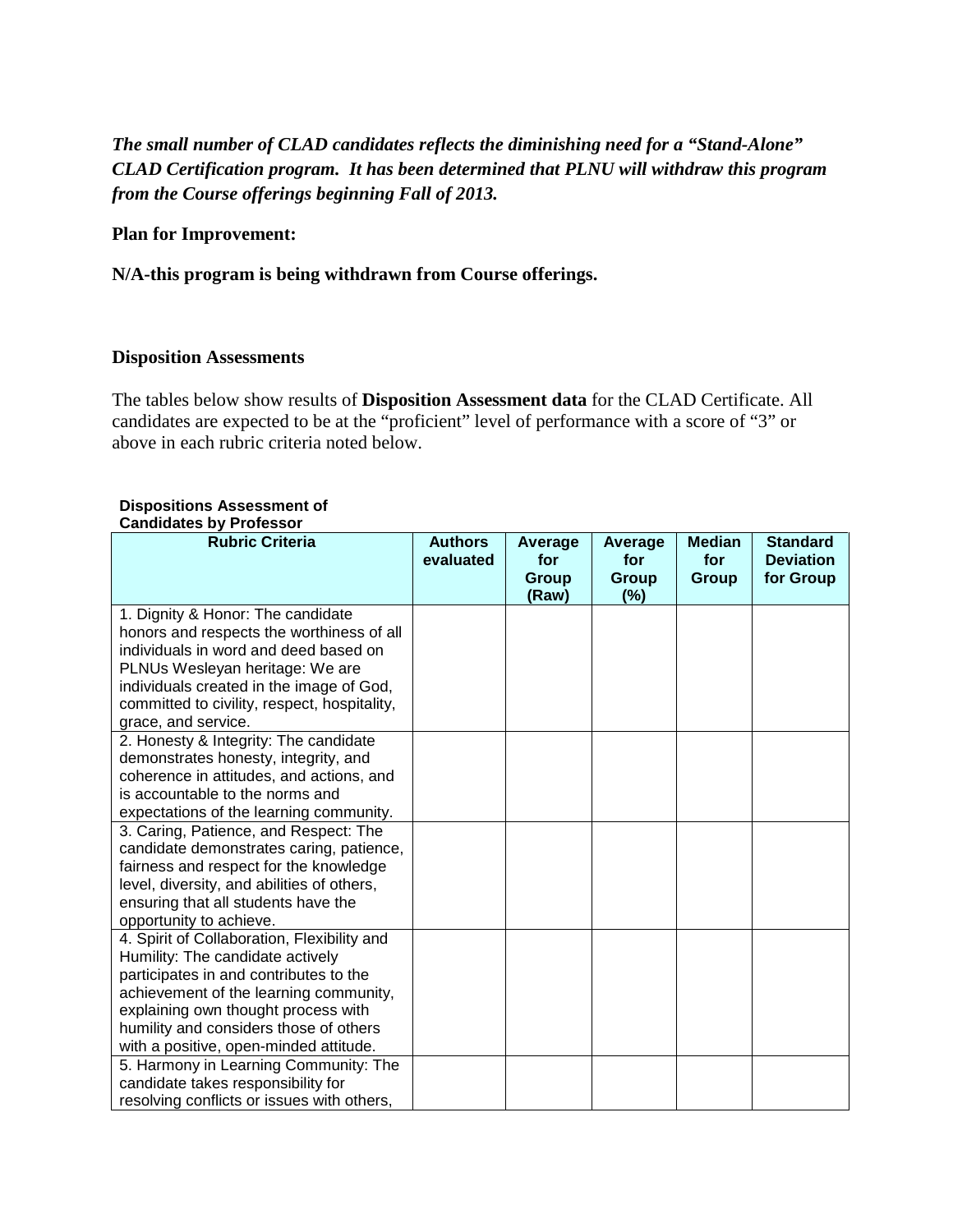***The small number of CLAD candidates reflects the diminishing need for a "Stand-Alone" CLAD Certification program. It has been determined that PLNU will withdraw this program from the Course offerings beginning Fall of 2013.***

**Plan for Improvement:**

**N/A-this program is being withdrawn from Course offerings.**

### Disposition Assessments

The tables below show results of **Disposition Assessment data** for the CLAD Certificate. All candidates are expected to be at the "proficient" level of performance with a score of "3" or above in each rubric criteria noted below.

**Dispositions Assessment of Candidates by Professor**

| Rubric Criteria | Authors evaluated | Average for Group (Raw) | Average for Group (%) | Median for Group | Standard Deviation for Group |
|---|---|---|---|---|---|
| 1. Dignity & Honor: The candidate honors and respects the worthiness of all individuals in word and deed based on PLNUs Wesleyan heritage: We are individuals created in the image of God, committed to civility, respect, hospitality, grace, and service. | | | | | |
| 2. Honesty & Integrity: The candidate demonstrates honesty, integrity, and coherence in attitudes, and actions, and is accountable to the norms and expectations of the learning community. | | | | | |
| 3. Caring, Patience, and Respect: The candidate demonstrates caring, patience, fairness and respect for the knowledge level, diversity, and abilities of others, ensuring that all students have the opportunity to achieve. | | | | | |
| 4. Spirit of Collaboration, Flexibility and Humility: The candidate actively participates in and contributes to the achievement of the learning community, explaining own thought process with humility and considers those of others with a positive, open-minded attitude. | | | | | |
| 5. Harmony in Learning Community: The candidate takes responsibility for resolving conflicts or issues with others, | | | | | |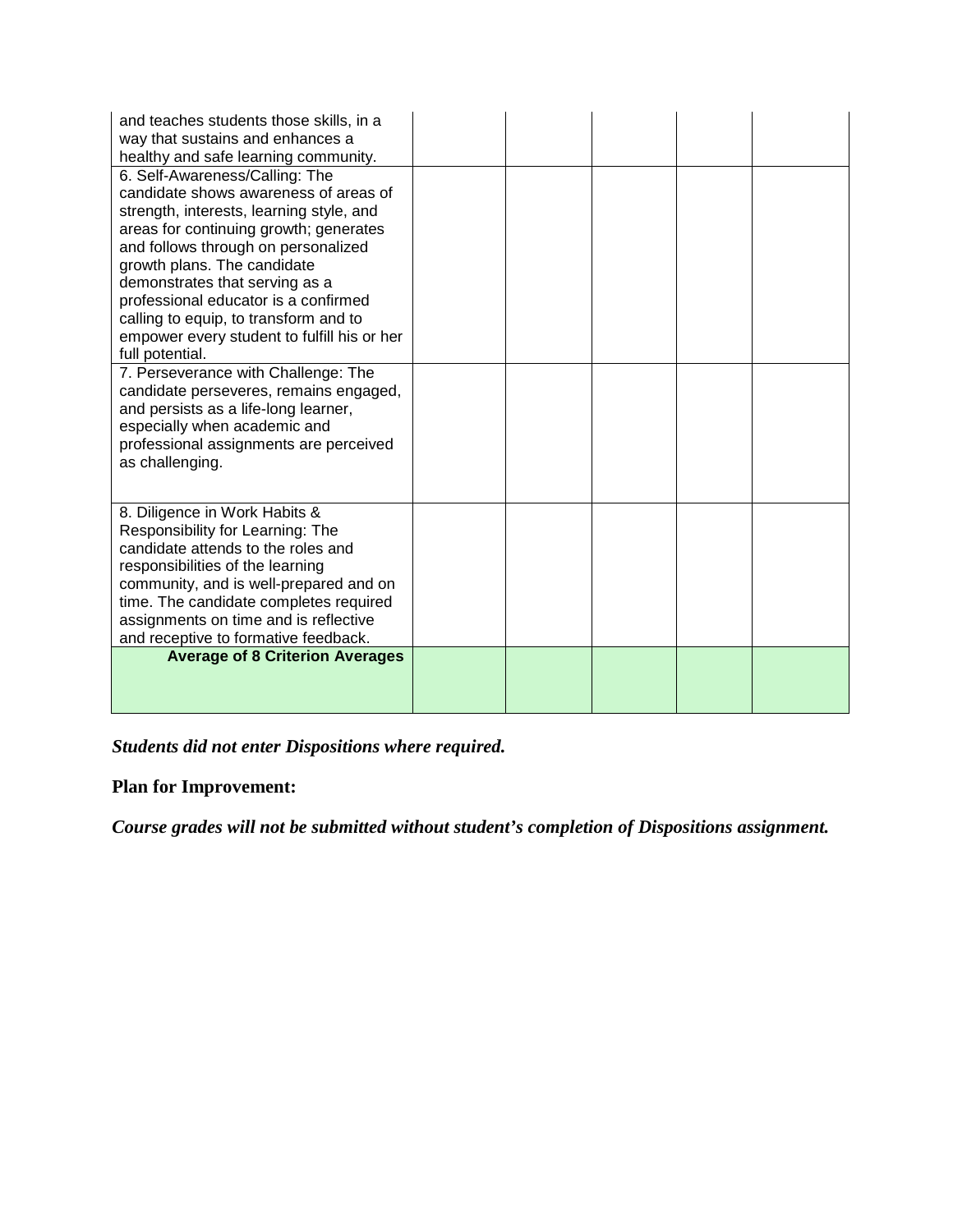| | | | | | |
|---|---|---|---|---|---|
| and teaches students those skills, in a way that sustains and enhances a healthy and safe learning community. | | | | | |
| 6. Self-Awareness/Calling: The candidate shows awareness of areas of strength, interests, learning style, and areas for continuing growth; generates and follows through on personalized growth plans. The candidate demonstrates that serving as a professional educator is a confirmed calling to equip, to transform and to empower every student to fulfill his or her full potential. | | | | | |
| 7. Perseverance with Challenge: The candidate perseveres, remains engaged, and persists as a life-long learner, especially when academic and professional assignments are perceived as challenging. | | | | | |
| 8. Diligence in Work Habits & Responsibility for Learning: The candidate attends to the roles and responsibilities of the learning community, and is well-prepared and on time. The candidate completes required assignments on time and is reflective and receptive to formative feedback. | | | | | |
| **Average of 8 Criterion Averages** | | | | | |

***Students did not enter Dispositions where required.***

**Plan for Improvement:**

***Course grades will not be submitted without student's completion of Dispositions assignment.***